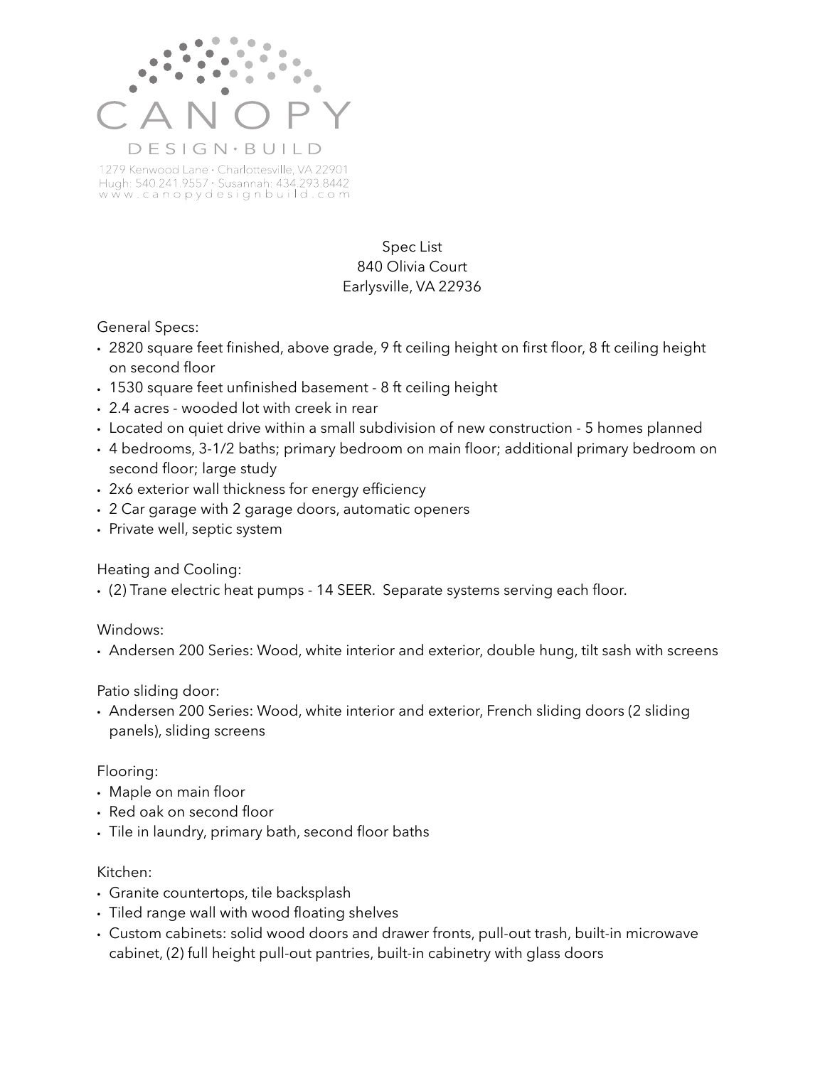# CANOPY

DESIGN·BUILD

1279 Kenwood Lane · Charlottesville, VA 22901
Hugh: 540.241.9557 · Susannah: 434.293.8442
www.canopydesignbuild.com

Spec List
840 Olivia Court
Earlysville, VA 22936

General Specs:

- 2820 square feet finished, above grade, 9 ft ceiling height on first floor, 8 ft ceiling height on second floor
- 1530 square feet unfinished basement - 8 ft ceiling height
- 2.4 acres - wooded lot with creek in rear
- Located on quiet drive within a small subdivision of new construction - 5 homes planned
- 4 bedrooms, 3-1/2 baths; primary bedroom on main floor; additional primary bedroom on second floor; large study
- 2x6 exterior wall thickness for energy efficiency
- 2 Car garage with 2 garage doors, automatic openers
- Private well, septic system

Heating and Cooling:

- (2) Trane electric heat pumps - 14 SEER. Separate systems serving each floor.

Windows:

- Andersen 200 Series: Wood, white interior and exterior, double hung, tilt sash with screens

Patio sliding door:

- Andersen 200 Series: Wood, white interior and exterior, French sliding doors (2 sliding panels), sliding screens

Flooring:

- Maple on main floor
- Red oak on second floor
- Tile in laundry, primary bath, second floor baths

Kitchen:

- Granite countertops, tile backsplash
- Tiled range wall with wood floating shelves
- Custom cabinets: solid wood doors and drawer fronts, pull-out trash, built-in microwave cabinet, (2) full height pull-out pantries, built-in cabinetry with glass doors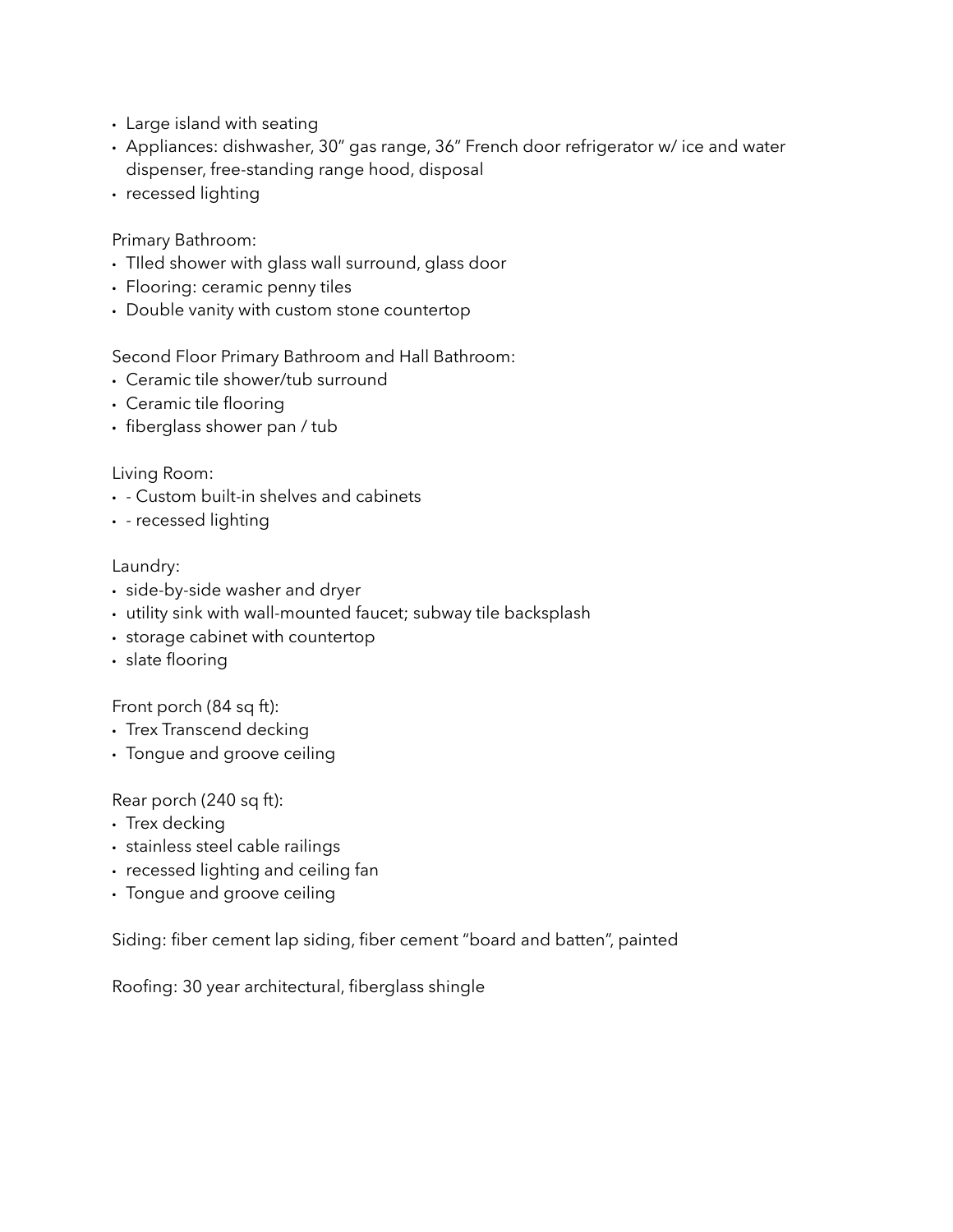- Large island with seating
- Appliances: dishwasher, 30" gas range, 36" French door refrigerator w/ ice and water dispenser, free-standing range hood, disposal
- recessed lighting

Primary Bathroom:

- TIled shower with glass wall surround, glass door
- Flooring: ceramic penny tiles
- Double vanity with custom stone countertop

Second Floor Primary Bathroom and Hall Bathroom:

- Ceramic tile shower/tub surround
- Ceramic tile flooring
- fiberglass shower pan / tub

Living Room:

- - Custom built-in shelves and cabinets
- - recessed lighting

Laundry:

- side-by-side washer and dryer
- utility sink with wall-mounted faucet; subway tile backsplash
- storage cabinet with countertop
- slate flooring

Front porch (84 sq ft):

- Trex Transcend decking
- Tongue and groove ceiling

Rear porch (240 sq ft):

- Trex decking
- stainless steel cable railings
- recessed lighting and ceiling fan
- Tongue and groove ceiling

Siding: fiber cement lap siding, fiber cement "board and batten", painted

Roofing: 30 year architectural, fiberglass shingle